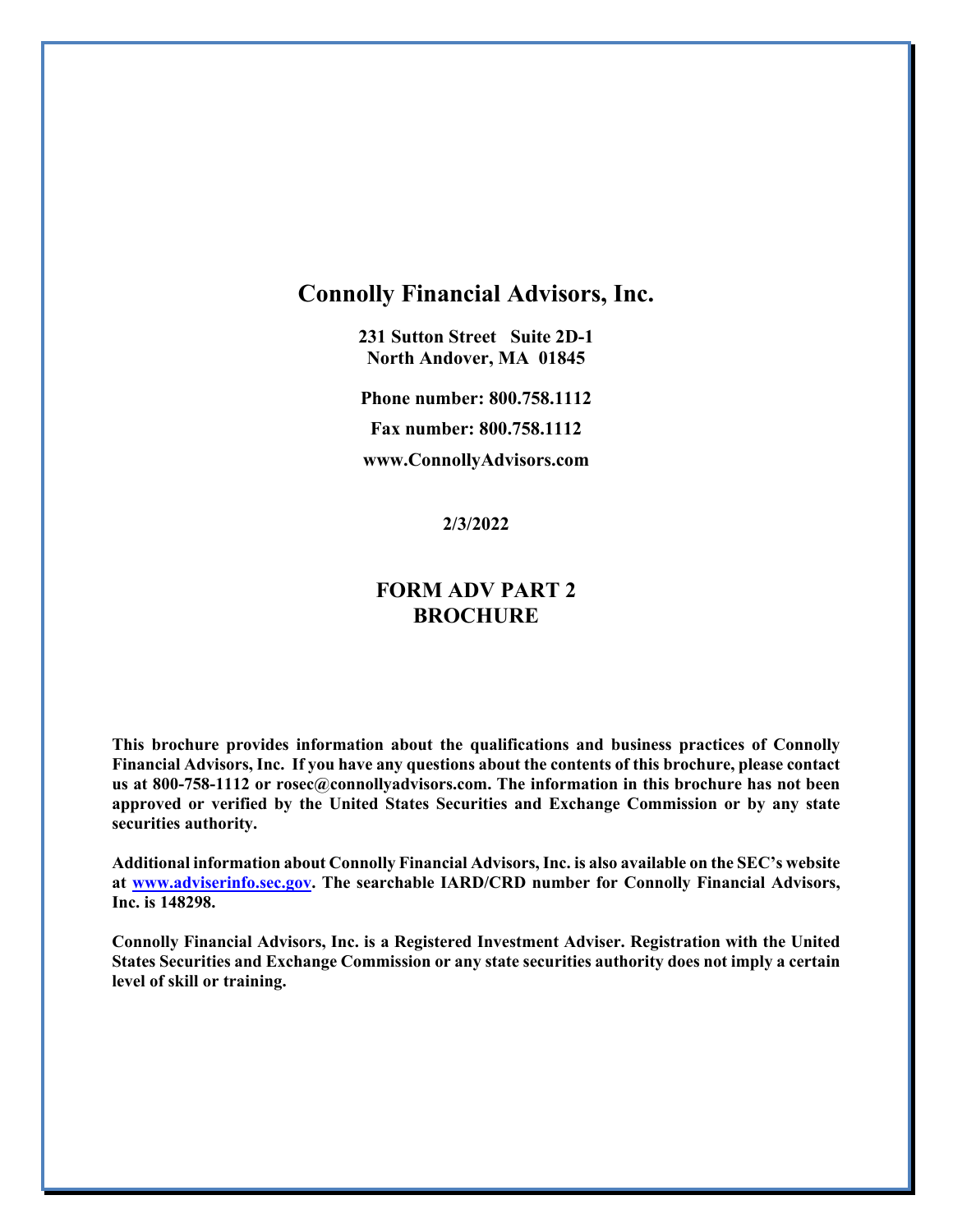# Connolly Financial Advisors, Inc.

**231 Sutton Street Suite 2D-1**
**North Andover, MA 01845**

**Phone number: 800.758.1112**

**Fax number: 800.758.1112**

**www.ConnollyAdvisors.com**

**2/3/2022**

## FORM ADV PART 2
## BROCHURE

**This brochure provides information about the qualifications and business practices of Connolly Financial Advisors, Inc. If you have any questions about the contents of this brochure, please contact us at 800-758-1112 or rosec@connollyadvisors.com. The information in this brochure has not been approved or verified by the United States Securities and Exchange Commission or by any state securities authority.**

**Additional information about Connolly Financial Advisors, Inc. is also available on the SEC's website at [www.adviserinfo.sec.gov](www.adviserinfo.sec.gov). The searchable IARD/CRD number for Connolly Financial Advisors, Inc. is 148298.**

**Connolly Financial Advisors, Inc. is a Registered Investment Adviser. Registration with the United States Securities and Exchange Commission or any state securities authority does not imply a certain level of skill or training.**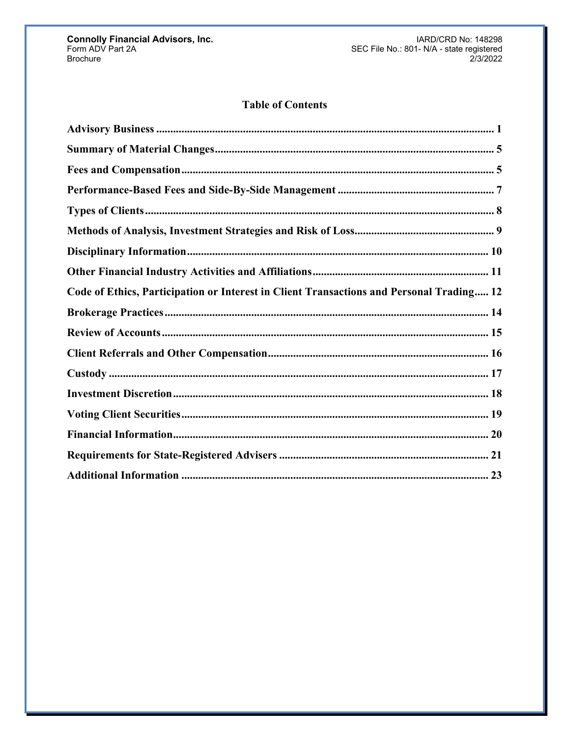# Table of Contents

| Section | Page |
|---|---|
| **Advisory Business** | 1 |
| **Summary of Material Changes** | 5 |
| **Fees and Compensation** | 5 |
| **Performance-Based Fees and Side-By-Side Management** | 7 |
| **Types of Clients** | 8 |
| **Methods of Analysis, Investment Strategies and Risk of Loss** | 9 |
| **Disciplinary Information** | 10 |
| **Other Financial Industry Activities and Affiliations** | 11 |
| **Code of Ethics, Participation or Interest in Client Transactions and Personal Trading** | 12 |
| **Brokerage Practices** | 14 |
| **Review of Accounts** | 15 |
| **Client Referrals and Other Compensation** | 16 |
| **Custody** | 17 |
| **Investment Discretion** | 18 |
| **Voting Client Securities** | 19 |
| **Financial Information** | 20 |
| **Requirements for State-Registered Advisers** | 21 |
| **Additional Information** | 23 |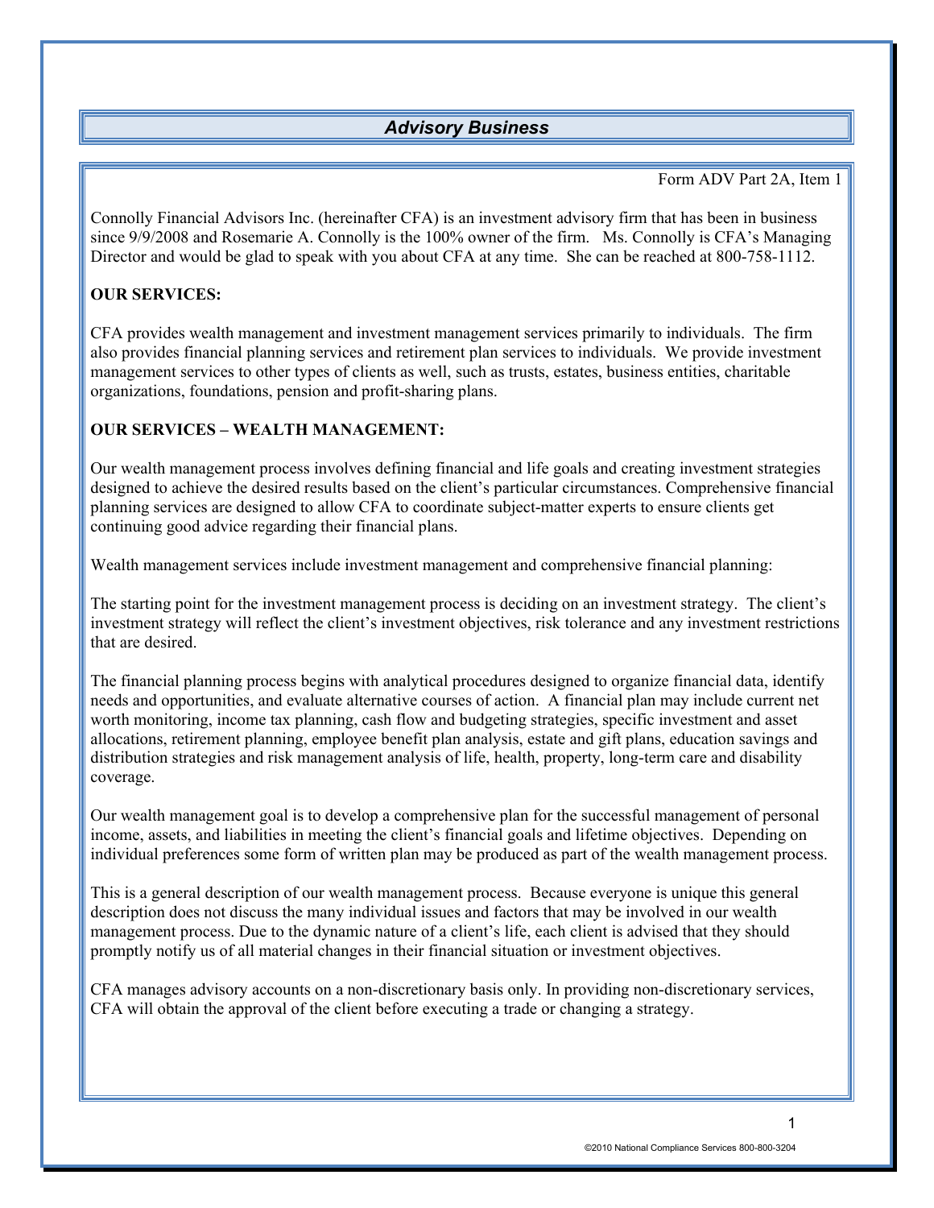## *Advisory Business*

Form ADV Part 2A, Item 1

Connolly Financial Advisors Inc. (hereinafter CFA) is an investment advisory firm that has been in business since 9/9/2008 and Rosemarie A. Connolly is the 100% owner of the firm. Ms. Connolly is CFA's Managing Director and would be glad to speak with you about CFA at any time. She can be reached at 800-758-1112.

**OUR SERVICES:**

CFA provides wealth management and investment management services primarily to individuals. The firm also provides financial planning services and retirement plan services to individuals. We provide investment management services to other types of clients as well, such as trusts, estates, business entities, charitable organizations, foundations, pension and profit-sharing plans.

**OUR SERVICES – WEALTH MANAGEMENT:**

Our wealth management process involves defining financial and life goals and creating investment strategies designed to achieve the desired results based on the client's particular circumstances. Comprehensive financial planning services are designed to allow CFA to coordinate subject-matter experts to ensure clients get continuing good advice regarding their financial plans.

Wealth management services include investment management and comprehensive financial planning:

The starting point for the investment management process is deciding on an investment strategy. The client's investment strategy will reflect the client's investment objectives, risk tolerance and any investment restrictions that are desired.

The financial planning process begins with analytical procedures designed to organize financial data, identify needs and opportunities, and evaluate alternative courses of action. A financial plan may include current net worth monitoring, income tax planning, cash flow and budgeting strategies, specific investment and asset allocations, retirement planning, employee benefit plan analysis, estate and gift plans, education savings and distribution strategies and risk management analysis of life, health, property, long-term care and disability coverage.

Our wealth management goal is to develop a comprehensive plan for the successful management of personal income, assets, and liabilities in meeting the client's financial goals and lifetime objectives. Depending on individual preferences some form of written plan may be produced as part of the wealth management process.

This is a general description of our wealth management process. Because everyone is unique this general description does not discuss the many individual issues and factors that may be involved in our wealth management process. Due to the dynamic nature of a client's life, each client is advised that they should promptly notify us of all material changes in their financial situation or investment objectives.

CFA manages advisory accounts on a non-discretionary basis only. In providing non-discretionary services, CFA will obtain the approval of the client before executing a trade or changing a strategy.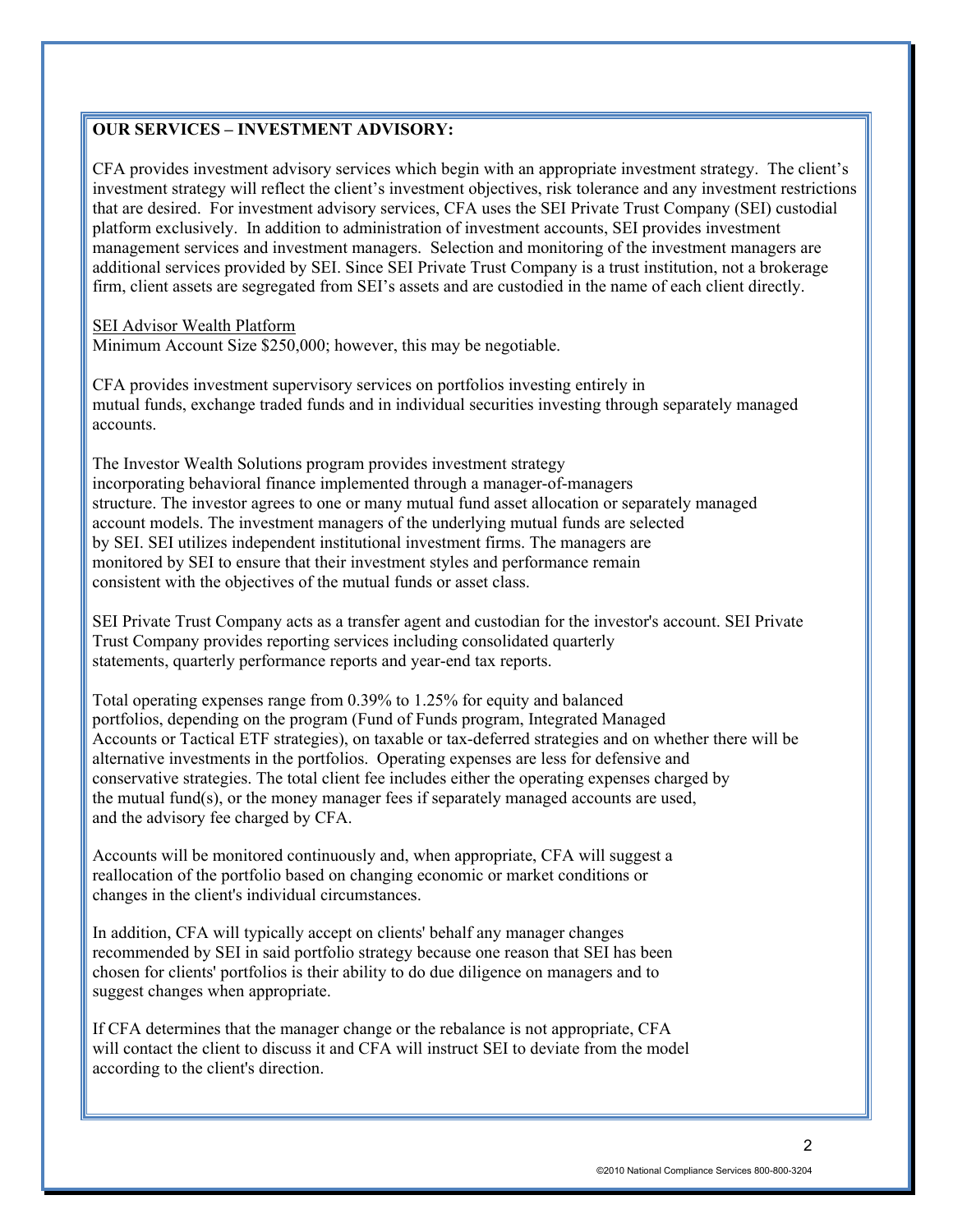**OUR SERVICES – INVESTMENT ADVISORY:**

CFA provides investment advisory services which begin with an appropriate investment strategy. The client's investment strategy will reflect the client's investment objectives, risk tolerance and any investment restrictions that are desired. For investment advisory services, CFA uses the SEI Private Trust Company (SEI) custodial platform exclusively. In addition to administration of investment accounts, SEI provides investment management services and investment managers. Selection and monitoring of the investment managers are additional services provided by SEI. Since SEI Private Trust Company is a trust institution, not a brokerage firm, client assets are segregated from SEI's assets and are custodied in the name of each client directly.

<u>SEI Advisor Wealth Platform</u>
Minimum Account Size $250,000; however, this may be negotiable.

CFA provides investment supervisory services on portfolios investing entirely in mutual funds, exchange traded funds and in individual securities investing through separately managed accounts.

The Investor Wealth Solutions program provides investment strategy incorporating behavioral finance implemented through a manager-of-managers structure. The investor agrees to one or many mutual fund asset allocation or separately managed account models. The investment managers of the underlying mutual funds are selected by SEI. SEI utilizes independent institutional investment firms. The managers are monitored by SEI to ensure that their investment styles and performance remain consistent with the objectives of the mutual funds or asset class.

SEI Private Trust Company acts as a transfer agent and custodian for the investor's account. SEI Private Trust Company provides reporting services including consolidated quarterly statements, quarterly performance reports and year-end tax reports.

Total operating expenses range from 0.39% to 1.25% for equity and balanced portfolios, depending on the program (Fund of Funds program, Integrated Managed Accounts or Tactical ETF strategies), on taxable or tax-deferred strategies and on whether there will be alternative investments in the portfolios. Operating expenses are less for defensive and conservative strategies. The total client fee includes either the operating expenses charged by the mutual fund(s), or the money manager fees if separately managed accounts are used, and the advisory fee charged by CFA.

Accounts will be monitored continuously and, when appropriate, CFA will suggest a reallocation of the portfolio based on changing economic or market conditions or changes in the client's individual circumstances.

In addition, CFA will typically accept on clients' behalf any manager changes recommended by SEI in said portfolio strategy because one reason that SEI has been chosen for clients' portfolios is their ability to do due diligence on managers and to suggest changes when appropriate.

If CFA determines that the manager change or the rebalance is not appropriate, CFA will contact the client to discuss it and CFA will instruct SEI to deviate from the model according to the client's direction.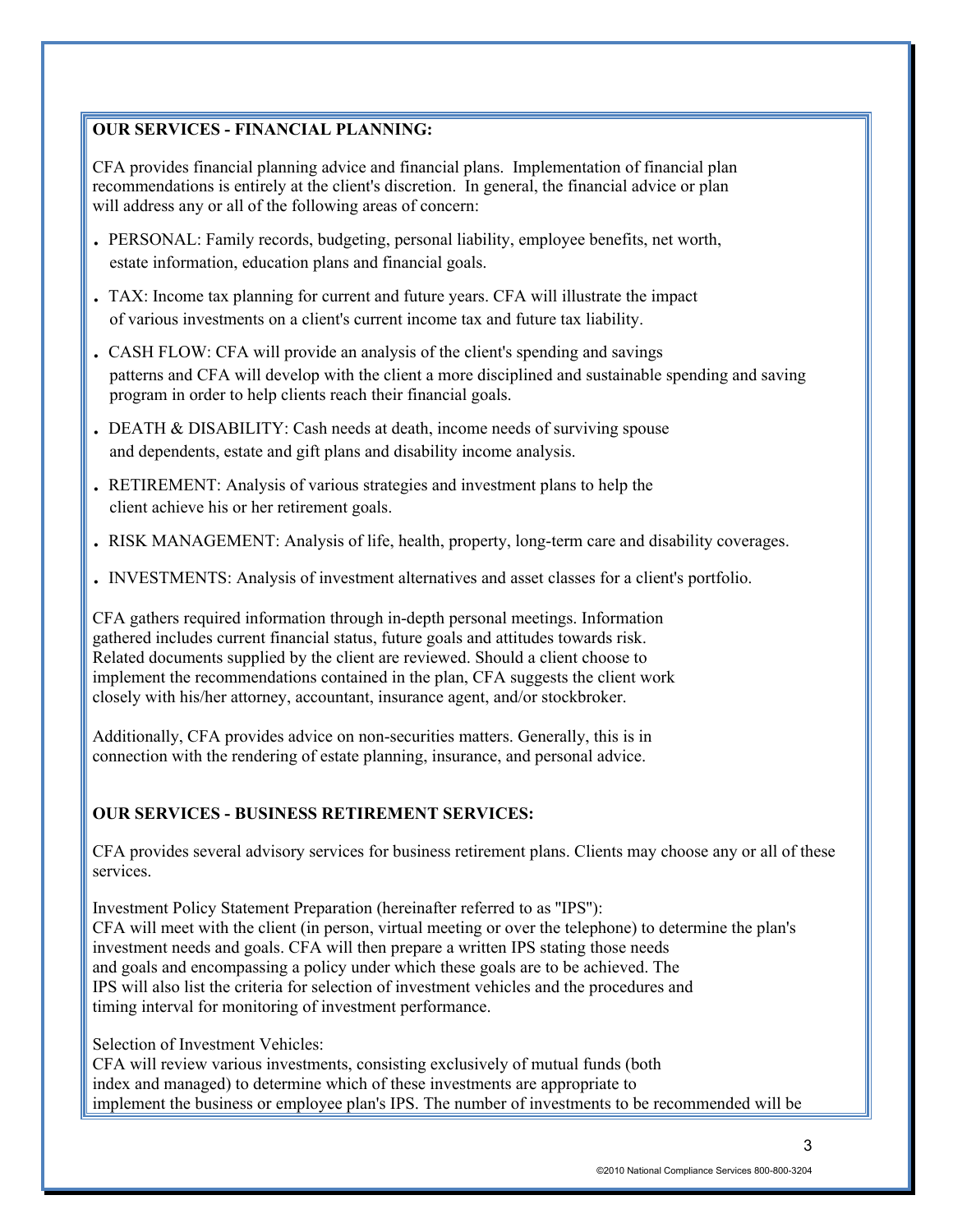**OUR SERVICES - FINANCIAL PLANNING:**

CFA provides financial planning advice and financial plans. Implementation of financial plan recommendations is entirely at the client's discretion. In general, the financial advice or plan will address any or all of the following areas of concern:

- PERSONAL: Family records, budgeting, personal liability, employee benefits, net worth, estate information, education plans and financial goals.
- TAX: Income tax planning for current and future years. CFA will illustrate the impact of various investments on a client's current income tax and future tax liability.
- CASH FLOW: CFA will provide an analysis of the client's spending and savings patterns and CFA will develop with the client a more disciplined and sustainable spending and saving program in order to help clients reach their financial goals.
- DEATH & DISABILITY: Cash needs at death, income needs of surviving spouse and dependents, estate and gift plans and disability income analysis.
- RETIREMENT: Analysis of various strategies and investment plans to help the client achieve his or her retirement goals.
- RISK MANAGEMENT: Analysis of life, health, property, long-term care and disability coverages.
- INVESTMENTS: Analysis of investment alternatives and asset classes for a client's portfolio.

CFA gathers required information through in-depth personal meetings. Information gathered includes current financial status, future goals and attitudes towards risk. Related documents supplied by the client are reviewed. Should a client choose to implement the recommendations contained in the plan, CFA suggests the client work closely with his/her attorney, accountant, insurance agent, and/or stockbroker.

Additionally, CFA provides advice on non-securities matters. Generally, this is in connection with the rendering of estate planning, insurance, and personal advice.

**OUR SERVICES - BUSINESS RETIREMENT SERVICES:**

CFA provides several advisory services for business retirement plans. Clients may choose any or all of these services.

Investment Policy Statement Preparation (hereinafter referred to as "IPS"):
CFA will meet with the client (in person, virtual meeting or over the telephone) to determine the plan's investment needs and goals. CFA will then prepare a written IPS stating those needs and goals and encompassing a policy under which these goals are to be achieved. The IPS will also list the criteria for selection of investment vehicles and the procedures and timing interval for monitoring of investment performance.

Selection of Investment Vehicles:
CFA will review various investments, consisting exclusively of mutual funds (both index and managed) to determine which of these investments are appropriate to implement the business or employee plan's IPS. The number of investments to be recommended will be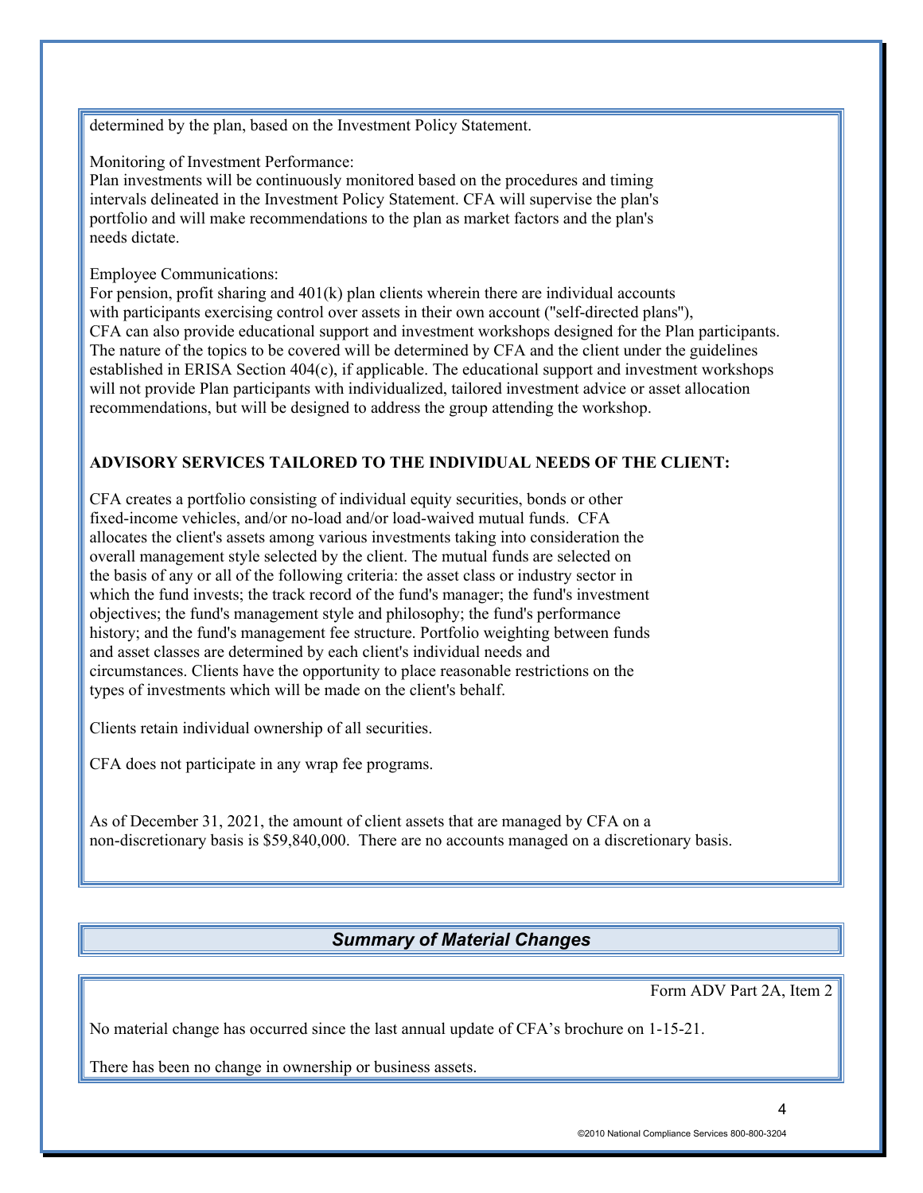determined by the plan, based on the Investment Policy Statement.

Monitoring of Investment Performance:
Plan investments will be continuously monitored based on the procedures and timing intervals delineated in the Investment Policy Statement. CFA will supervise the plan's portfolio and will make recommendations to the plan as market factors and the plan's needs dictate.

Employee Communications:
For pension, profit sharing and 401(k) plan clients wherein there are individual accounts with participants exercising control over assets in their own account ("self-directed plans"), CFA can also provide educational support and investment workshops designed for the Plan participants. The nature of the topics to be covered will be determined by CFA and the client under the guidelines established in ERISA Section 404(c), if applicable. The educational support and investment workshops will not provide Plan participants with individualized, tailored investment advice or asset allocation recommendations, but will be designed to address the group attending the workshop.

**ADVISORY SERVICES TAILORED TO THE INDIVIDUAL NEEDS OF THE CLIENT:**

CFA creates a portfolio consisting of individual equity securities, bonds or other fixed-income vehicles, and/or no-load and/or load-waived mutual funds. CFA allocates the client's assets among various investments taking into consideration the overall management style selected by the client. The mutual funds are selected on the basis of any or all of the following criteria: the asset class or industry sector in which the fund invests; the track record of the fund's manager; the fund's investment objectives; the fund's management style and philosophy; the fund's performance history; and the fund's management fee structure. Portfolio weighting between funds and asset classes are determined by each client's individual needs and circumstances. Clients have the opportunity to place reasonable restrictions on the types of investments which will be made on the client's behalf.

Clients retain individual ownership of all securities.

CFA does not participate in any wrap fee programs.

As of December 31, 2021, the amount of client assets that are managed by CFA on a non-discretionary basis is $59,840,000. There are no accounts managed on a discretionary basis.

## *Summary of Material Changes*

Form ADV Part 2A, Item 2

No material change has occurred since the last annual update of CFA's brochure on 1-15-21.

There has been no change in ownership or business assets.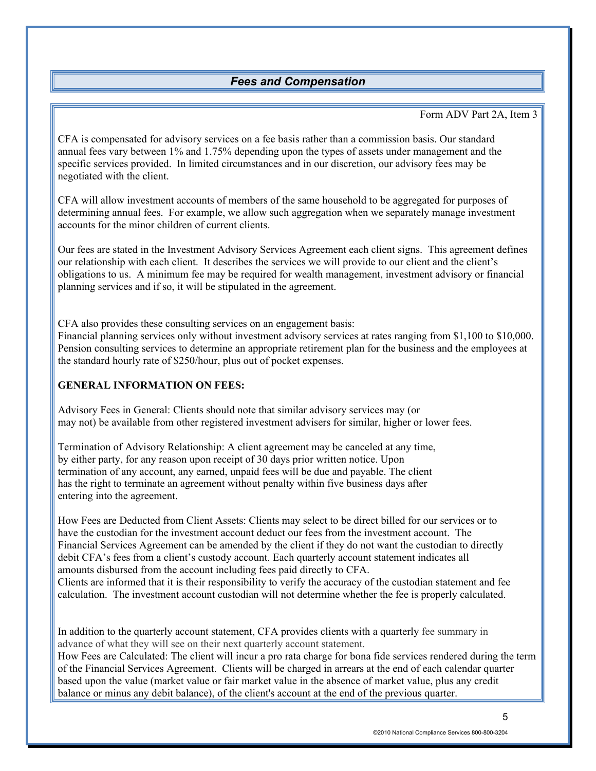## *Fees and Compensation*

Form ADV Part 2A, Item 3

CFA is compensated for advisory services on a fee basis rather than a commission basis. Our standard annual fees vary between 1% and 1.75% depending upon the types of assets under management and the specific services provided. In limited circumstances and in our discretion, our advisory fees may be negotiated with the client.

CFA will allow investment accounts of members of the same household to be aggregated for purposes of determining annual fees. For example, we allow such aggregation when we separately manage investment accounts for the minor children of current clients.

Our fees are stated in the Investment Advisory Services Agreement each client signs. This agreement defines our relationship with each client. It describes the services we will provide to our client and the client's obligations to us. A minimum fee may be required for wealth management, investment advisory or financial planning services and if so, it will be stipulated in the agreement.

CFA also provides these consulting services on an engagement basis:
Financial planning services only without investment advisory services at rates ranging from $1,100 to $10,000.
Pension consulting services to determine an appropriate retirement plan for the business and the employees at the standard hourly rate of $250/hour, plus out of pocket expenses.

**GENERAL INFORMATION ON FEES:**

Advisory Fees in General: Clients should note that similar advisory services may (or may not) be available from other registered investment advisers for similar, higher or lower fees.

Termination of Advisory Relationship: A client agreement may be canceled at any time, by either party, for any reason upon receipt of 30 days prior written notice. Upon termination of any account, any earned, unpaid fees will be due and payable. The client has the right to terminate an agreement without penalty within five business days after entering into the agreement.

How Fees are Deducted from Client Assets: Clients may select to be direct billed for our services or to have the custodian for the investment account deduct our fees from the investment account. The Financial Services Agreement can be amended by the client if they do not want the custodian to directly debit CFA's fees from a client's custody account. Each quarterly account statement indicates all amounts disbursed from the account including fees paid directly to CFA.
Clients are informed that it is their responsibility to verify the accuracy of the custodian statement and fee calculation. The investment account custodian will not determine whether the fee is properly calculated.

In addition to the quarterly account statement, CFA provides clients with a quarterly fee summary in advance of what they will see on their next quarterly account statement.
How Fees are Calculated: The client will incur a pro rata charge for bona fide services rendered during the term of the Financial Services Agreement. Clients will be charged in arrears at the end of each calendar quarter based upon the value (market value or fair market value in the absence of market value, plus any credit balance or minus any debit balance), of the client's account at the end of the previous quarter.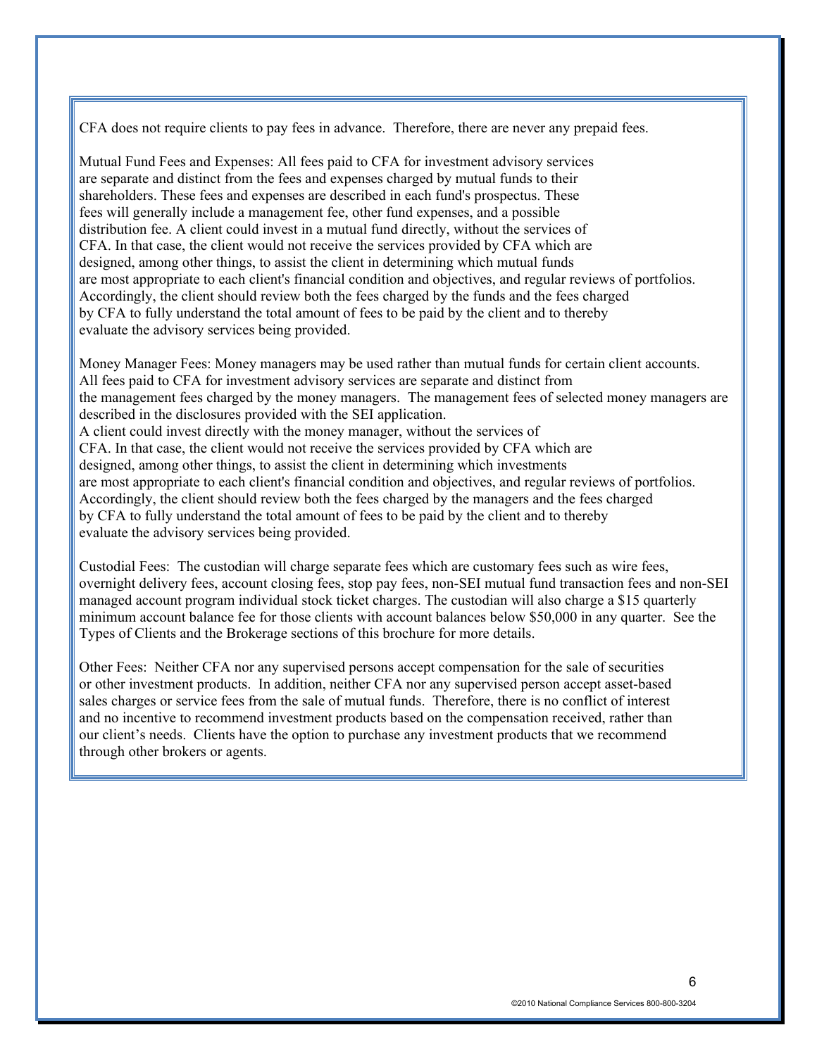CFA does not require clients to pay fees in advance. Therefore, there are never any prepaid fees.

Mutual Fund Fees and Expenses: All fees paid to CFA for investment advisory services are separate and distinct from the fees and expenses charged by mutual funds to their shareholders. These fees and expenses are described in each fund's prospectus. These fees will generally include a management fee, other fund expenses, and a possible distribution fee. A client could invest in a mutual fund directly, without the services of CFA. In that case, the client would not receive the services provided by CFA which are designed, among other things, to assist the client in determining which mutual funds are most appropriate to each client's financial condition and objectives, and regular reviews of portfolios. Accordingly, the client should review both the fees charged by the funds and the fees charged by CFA to fully understand the total amount of fees to be paid by the client and to thereby evaluate the advisory services being provided.

Money Manager Fees: Money managers may be used rather than mutual funds for certain client accounts. All fees paid to CFA for investment advisory services are separate and distinct from the management fees charged by the money managers. The management fees of selected money managers are described in the disclosures provided with the SEI application.
A client could invest directly with the money manager, without the services of CFA. In that case, the client would not receive the services provided by CFA which are designed, among other things, to assist the client in determining which investments are most appropriate to each client's financial condition and objectives, and regular reviews of portfolios. Accordingly, the client should review both the fees charged by the managers and the fees charged by CFA to fully understand the total amount of fees to be paid by the client and to thereby evaluate the advisory services being provided.

Custodial Fees: The custodian will charge separate fees which are customary fees such as wire fees, overnight delivery fees, account closing fees, stop pay fees, non-SEI mutual fund transaction fees and non-SEI managed account program individual stock ticket charges. The custodian will also charge a $15 quarterly minimum account balance fee for those clients with account balances below $50,000 in any quarter. See the Types of Clients and the Brokerage sections of this brochure for more details.

Other Fees: Neither CFA nor any supervised persons accept compensation for the sale of securities or other investment products. In addition, neither CFA nor any supervised person accept asset-based sales charges or service fees from the sale of mutual funds. Therefore, there is no conflict of interest and no incentive to recommend investment products based on the compensation received, rather than our client's needs. Clients have the option to purchase any investment products that we recommend through other brokers or agents.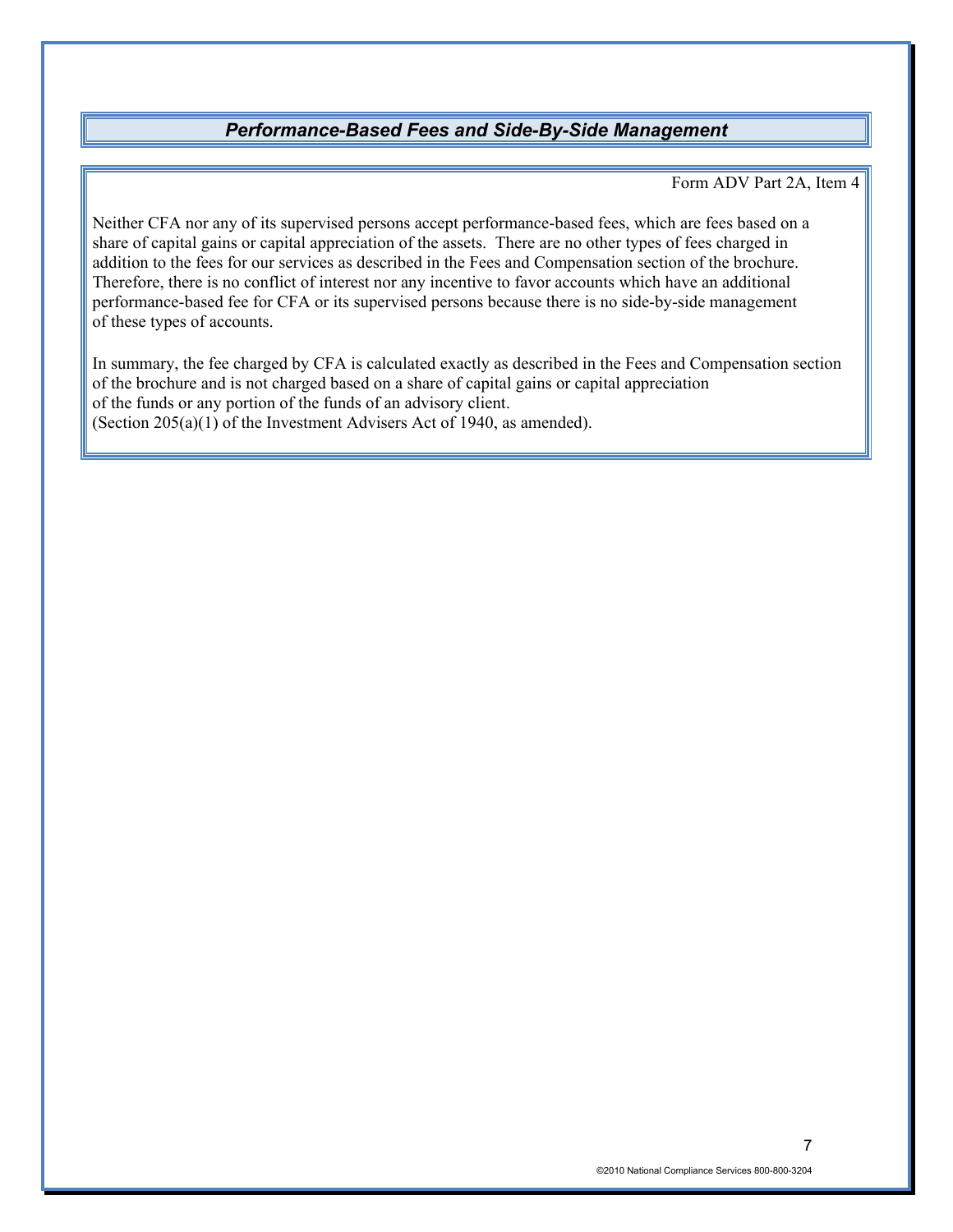## *Performance-Based Fees and Side-By-Side Management*

Form ADV Part 2A, Item 4

Neither CFA nor any of its supervised persons accept performance-based fees, which are fees based on a share of capital gains or capital appreciation of the assets. There are no other types of fees charged in addition to the fees for our services as described in the Fees and Compensation section of the brochure. Therefore, there is no conflict of interest nor any incentive to favor accounts which have an additional performance-based fee for CFA or its supervised persons because there is no side-by-side management of these types of accounts.

In summary, the fee charged by CFA is calculated exactly as described in the Fees and Compensation section of the brochure and is not charged based on a share of capital gains or capital appreciation of the funds or any portion of the funds of an advisory client.
(Section 205(a)(1) of the Investment Advisers Act of 1940, as amended).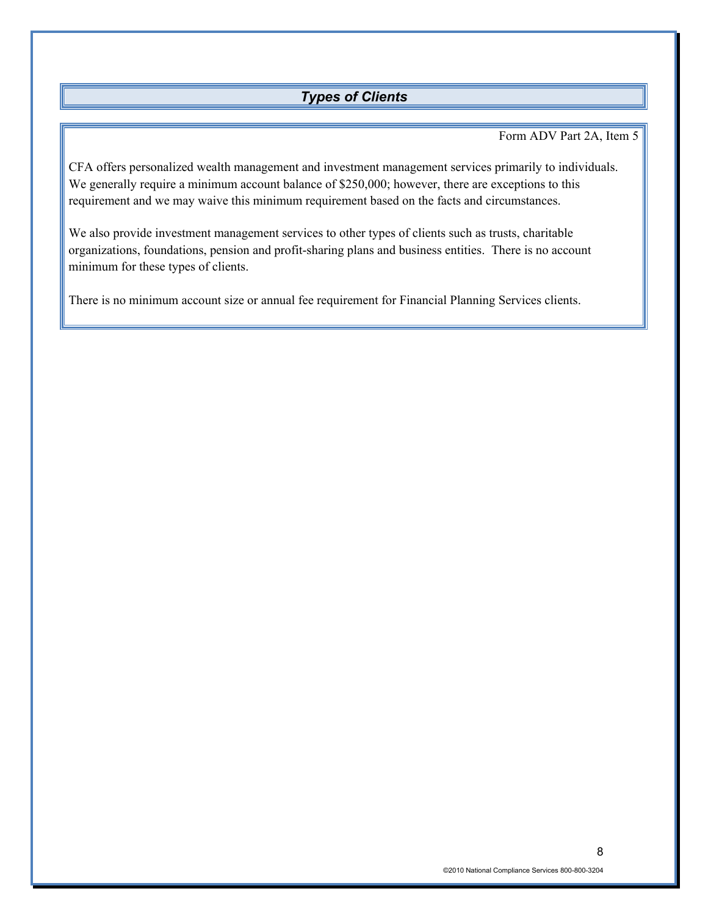## *Types of Clients*

Form ADV Part 2A, Item 5

CFA offers personalized wealth management and investment management services primarily to individuals. We generally require a minimum account balance of $250,000; however, there are exceptions to this requirement and we may waive this minimum requirement based on the facts and circumstances.

We also provide investment management services to other types of clients such as trusts, charitable organizations, foundations, pension and profit-sharing plans and business entities. There is no account minimum for these types of clients.

There is no minimum account size or annual fee requirement for Financial Planning Services clients.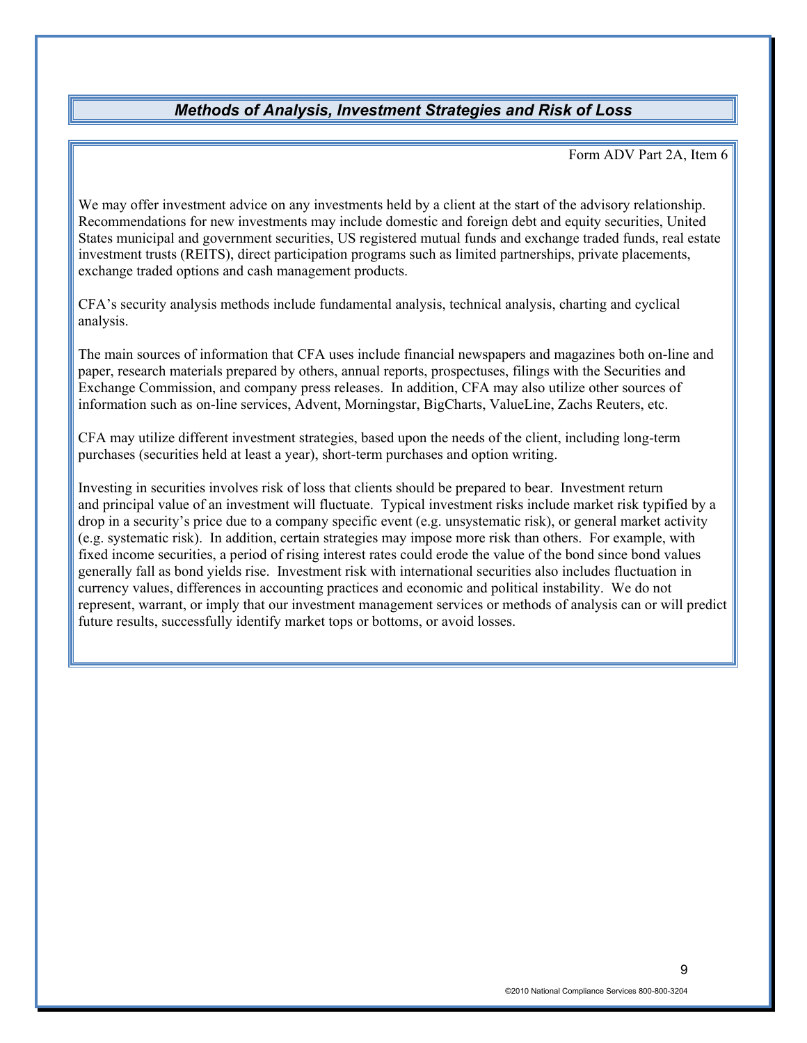## *Methods of Analysis, Investment Strategies and Risk of Loss*

Form ADV Part 2A, Item 6

We may offer investment advice on any investments held by a client at the start of the advisory relationship. Recommendations for new investments may include domestic and foreign debt and equity securities, United States municipal and government securities, US registered mutual funds and exchange traded funds, real estate investment trusts (REITS), direct participation programs such as limited partnerships, private placements, exchange traded options and cash management products.

CFA's security analysis methods include fundamental analysis, technical analysis, charting and cyclical analysis.

The main sources of information that CFA uses include financial newspapers and magazines both on-line and paper, research materials prepared by others, annual reports, prospectuses, filings with the Securities and Exchange Commission, and company press releases. In addition, CFA may also utilize other sources of information such as on-line services, Advent, Morningstar, BigCharts, ValueLine, Zachs Reuters, etc.

CFA may utilize different investment strategies, based upon the needs of the client, including long-term purchases (securities held at least a year), short-term purchases and option writing.

Investing in securities involves risk of loss that clients should be prepared to bear. Investment return and principal value of an investment will fluctuate. Typical investment risks include market risk typified by a drop in a security's price due to a company specific event (e.g. unsystematic risk), or general market activity (e.g. systematic risk). In addition, certain strategies may impose more risk than others. For example, with fixed income securities, a period of rising interest rates could erode the value of the bond since bond values generally fall as bond yields rise. Investment risk with international securities also includes fluctuation in currency values, differences in accounting practices and economic and political instability. We do not represent, warrant, or imply that our investment management services or methods of analysis can or will predict future results, successfully identify market tops or bottoms, or avoid losses.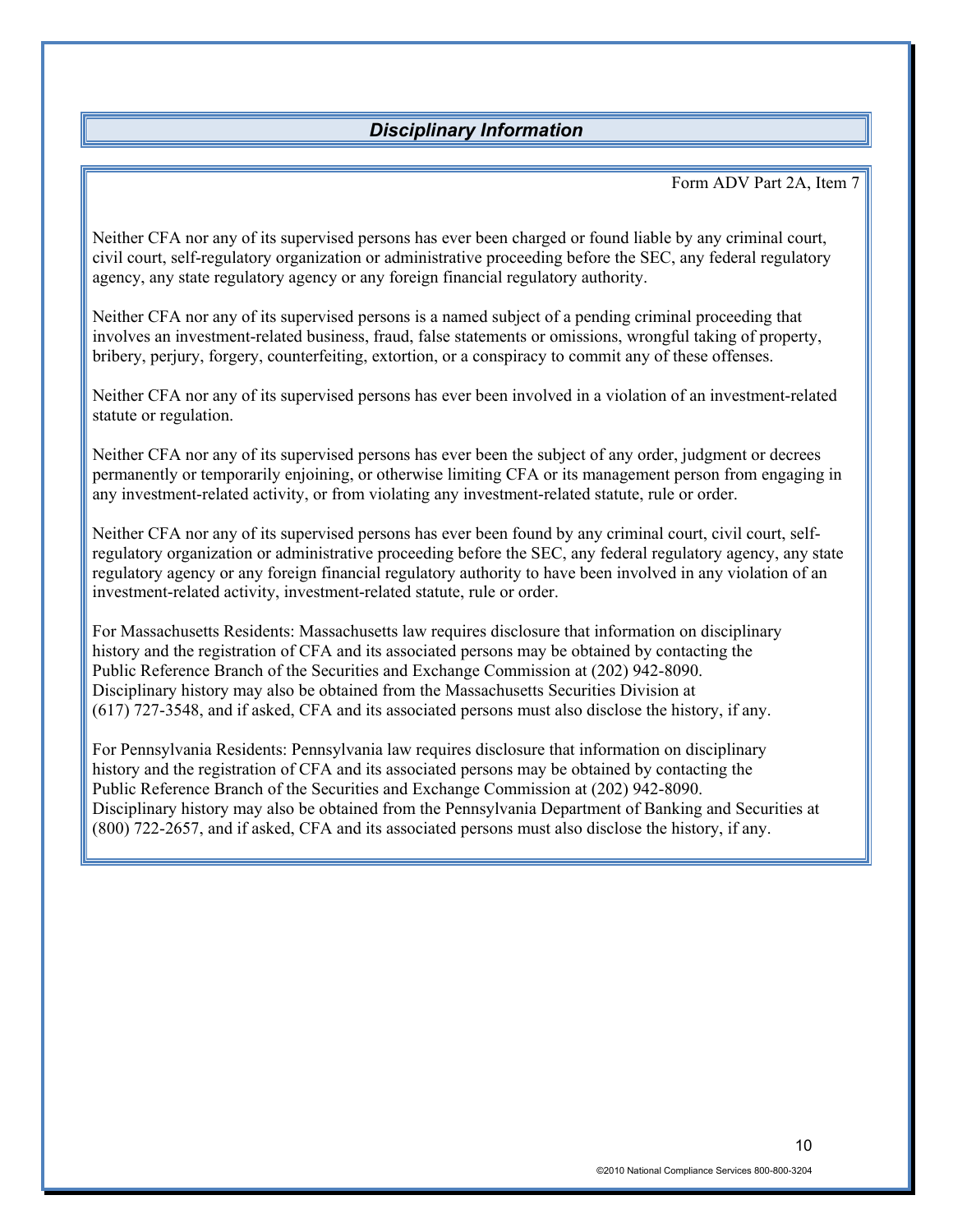## *Disciplinary Information*

Form ADV Part 2A, Item 7

Neither CFA nor any of its supervised persons has ever been charged or found liable by any criminal court, civil court, self-regulatory organization or administrative proceeding before the SEC, any federal regulatory agency, any state regulatory agency or any foreign financial regulatory authority.

Neither CFA nor any of its supervised persons is a named subject of a pending criminal proceeding that involves an investment-related business, fraud, false statements or omissions, wrongful taking of property, bribery, perjury, forgery, counterfeiting, extortion, or a conspiracy to commit any of these offenses.

Neither CFA nor any of its supervised persons has ever been involved in a violation of an investment-related statute or regulation.

Neither CFA nor any of its supervised persons has ever been the subject of any order, judgment or decrees permanently or temporarily enjoining, or otherwise limiting CFA or its management person from engaging in any investment-related activity, or from violating any investment-related statute, rule or order.

Neither CFA nor any of its supervised persons has ever been found by any criminal court, civil court, self-regulatory organization or administrative proceeding before the SEC, any federal regulatory agency, any state regulatory agency or any foreign financial regulatory authority to have been involved in any violation of an investment-related activity, investment-related statute, rule or order.

For Massachusetts Residents: Massachusetts law requires disclosure that information on disciplinary history and the registration of CFA and its associated persons may be obtained by contacting the Public Reference Branch of the Securities and Exchange Commission at (202) 942-8090. Disciplinary history may also be obtained from the Massachusetts Securities Division at (617) 727-3548, and if asked, CFA and its associated persons must also disclose the history, if any.

For Pennsylvania Residents: Pennsylvania law requires disclosure that information on disciplinary history and the registration of CFA and its associated persons may be obtained by contacting the Public Reference Branch of the Securities and Exchange Commission at (202) 942-8090. Disciplinary history may also be obtained from the Pennsylvania Department of Banking and Securities at (800) 722-2657, and if asked, CFA and its associated persons must also disclose the history, if any.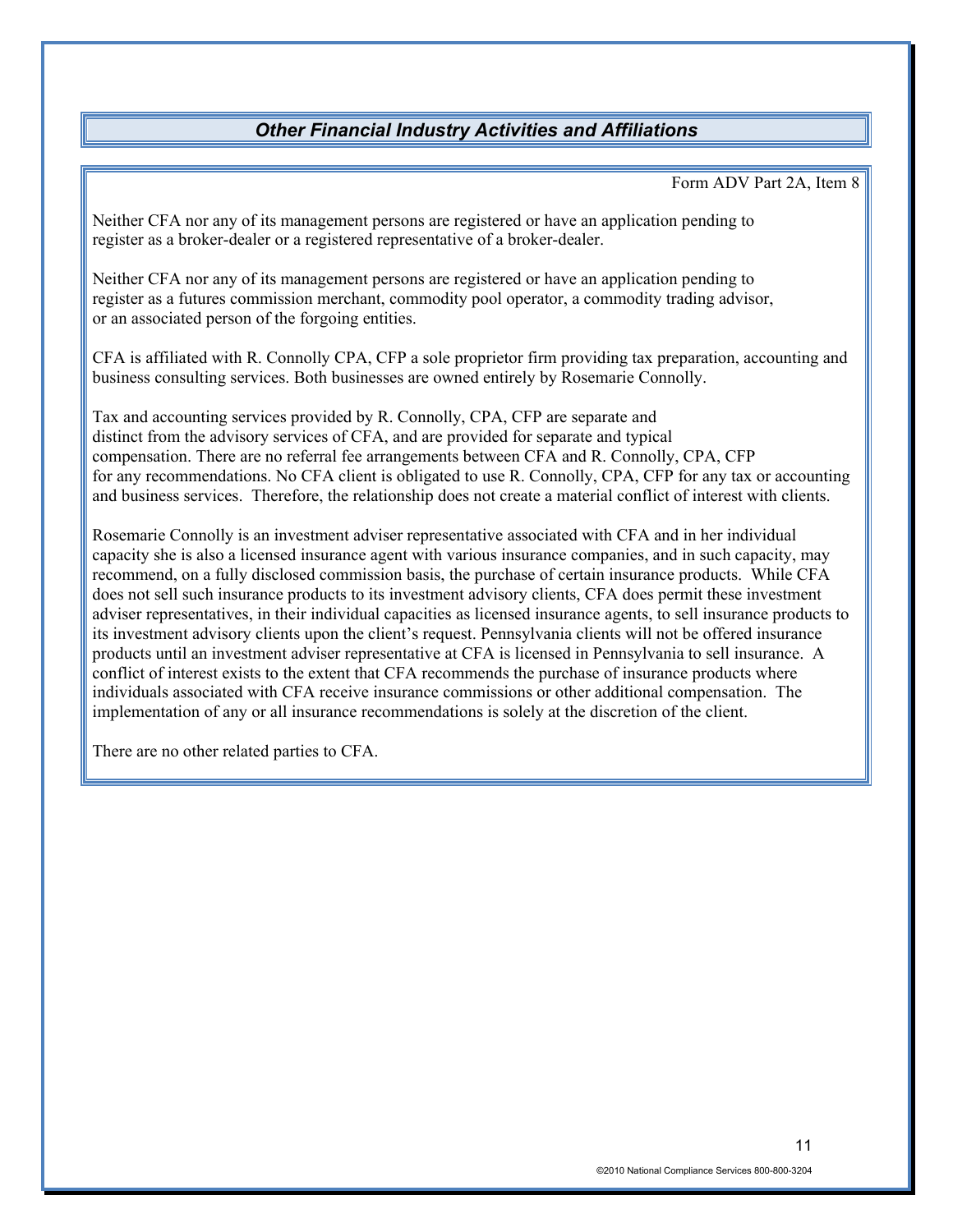## *Other Financial Industry Activities and Affiliations*

Form ADV Part 2A, Item 8

Neither CFA nor any of its management persons are registered or have an application pending to register as a broker-dealer or a registered representative of a broker-dealer.

Neither CFA nor any of its management persons are registered or have an application pending to register as a futures commission merchant, commodity pool operator, a commodity trading advisor, or an associated person of the forgoing entities.

CFA is affiliated with R. Connolly CPA, CFP a sole proprietor firm providing tax preparation, accounting and business consulting services. Both businesses are owned entirely by Rosemarie Connolly.

Tax and accounting services provided by R. Connolly, CPA, CFP are separate and distinct from the advisory services of CFA, and are provided for separate and typical compensation. There are no referral fee arrangements between CFA and R. Connolly, CPA, CFP for any recommendations. No CFA client is obligated to use R. Connolly, CPA, CFP for any tax or accounting and business services. Therefore, the relationship does not create a material conflict of interest with clients.

Rosemarie Connolly is an investment adviser representative associated with CFA and in her individual capacity she is also a licensed insurance agent with various insurance companies, and in such capacity, may recommend, on a fully disclosed commission basis, the purchase of certain insurance products. While CFA does not sell such insurance products to its investment advisory clients, CFA does permit these investment adviser representatives, in their individual capacities as licensed insurance agents, to sell insurance products to its investment advisory clients upon the client's request. Pennsylvania clients will not be offered insurance products until an investment adviser representative at CFA is licensed in Pennsylvania to sell insurance. A conflict of interest exists to the extent that CFA recommends the purchase of insurance products where individuals associated with CFA receive insurance commissions or other additional compensation. The implementation of any or all insurance recommendations is solely at the discretion of the client.

There are no other related parties to CFA.

©2010 National Compliance Services 800-800-3204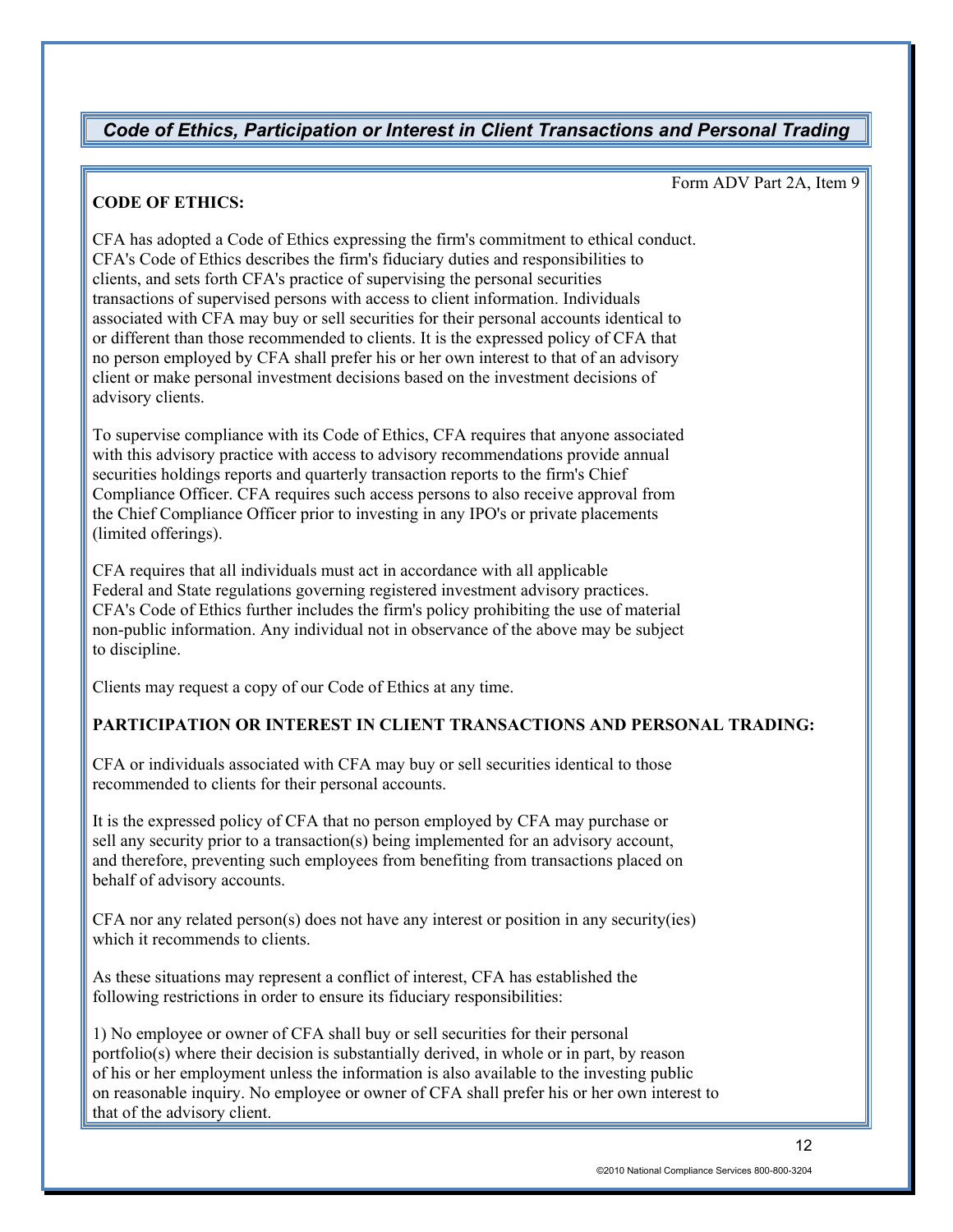## *Code of Ethics, Participation or Interest in Client Transactions and Personal Trading*

Form ADV Part 2A, Item 9

**CODE OF ETHICS:**

CFA has adopted a Code of Ethics expressing the firm's commitment to ethical conduct. CFA's Code of Ethics describes the firm's fiduciary duties and responsibilities to clients, and sets forth CFA's practice of supervising the personal securities transactions of supervised persons with access to client information. Individuals associated with CFA may buy or sell securities for their personal accounts identical to or different than those recommended to clients. It is the expressed policy of CFA that no person employed by CFA shall prefer his or her own interest to that of an advisory client or make personal investment decisions based on the investment decisions of advisory clients.

To supervise compliance with its Code of Ethics, CFA requires that anyone associated with this advisory practice with access to advisory recommendations provide annual securities holdings reports and quarterly transaction reports to the firm's Chief Compliance Officer. CFA requires such access persons to also receive approval from the Chief Compliance Officer prior to investing in any IPO's or private placements (limited offerings).

CFA requires that all individuals must act in accordance with all applicable Federal and State regulations governing registered investment advisory practices. CFA's Code of Ethics further includes the firm's policy prohibiting the use of material non-public information. Any individual not in observance of the above may be subject to discipline.

Clients may request a copy of our Code of Ethics at any time.

**PARTICIPATION OR INTEREST IN CLIENT TRANSACTIONS AND PERSONAL TRADING:**

CFA or individuals associated with CFA may buy or sell securities identical to those recommended to clients for their personal accounts.

It is the expressed policy of CFA that no person employed by CFA may purchase or sell any security prior to a transaction(s) being implemented for an advisory account, and therefore, preventing such employees from benefiting from transactions placed on behalf of advisory accounts.

CFA nor any related person(s) does not have any interest or position in any security(ies) which it recommends to clients.

As these situations may represent a conflict of interest, CFA has established the following restrictions in order to ensure its fiduciary responsibilities:

1) No employee or owner of CFA shall buy or sell securities for their personal portfolio(s) where their decision is substantially derived, in whole or in part, by reason of his or her employment unless the information is also available to the investing public on reasonable inquiry. No employee or owner of CFA shall prefer his or her own interest to that of the advisory client.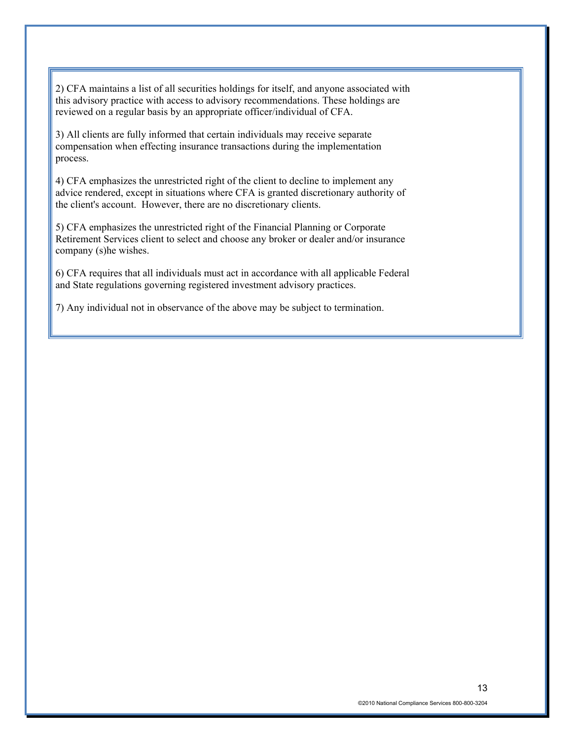2) CFA maintains a list of all securities holdings for itself, and anyone associated with this advisory practice with access to advisory recommendations. These holdings are reviewed on a regular basis by an appropriate officer/individual of CFA.

3) All clients are fully informed that certain individuals may receive separate compensation when effecting insurance transactions during the implementation process.

4) CFA emphasizes the unrestricted right of the client to decline to implement any advice rendered, except in situations where CFA is granted discretionary authority of the client's account. However, there are no discretionary clients.

5) CFA emphasizes the unrestricted right of the Financial Planning or Corporate Retirement Services client to select and choose any broker or dealer and/or insurance company (s)he wishes.

6) CFA requires that all individuals must act in accordance with all applicable Federal and State regulations governing registered investment advisory practices.

7) Any individual not in observance of the above may be subject to termination.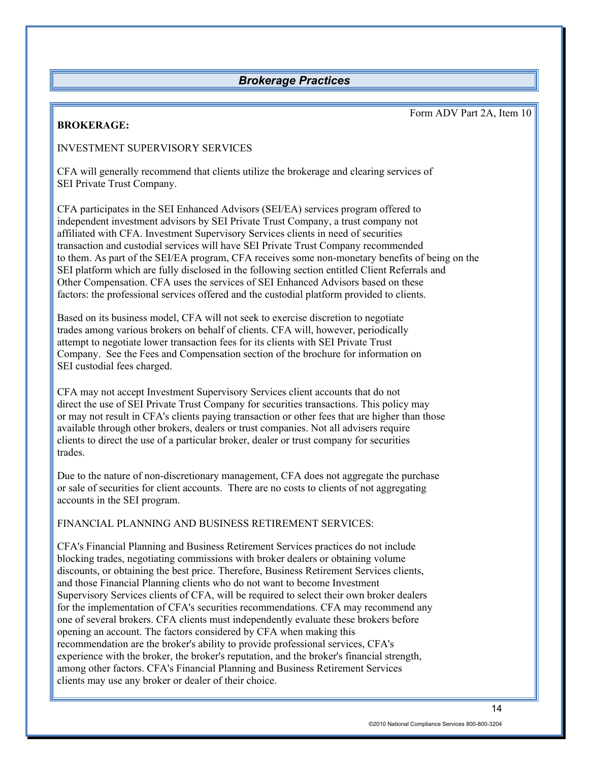## *Brokerage Practices*

Form ADV Part 2A, Item 10

**BROKERAGE:**

INVESTMENT SUPERVISORY SERVICES

CFA will generally recommend that clients utilize the brokerage and clearing services of SEI Private Trust Company.

CFA participates in the SEI Enhanced Advisors (SEI/EA) services program offered to independent investment advisors by SEI Private Trust Company, a trust company not affiliated with CFA. Investment Supervisory Services clients in need of securities transaction and custodial services will have SEI Private Trust Company recommended to them. As part of the SEI/EA program, CFA receives some non-monetary benefits of being on the SEI platform which are fully disclosed in the following section entitled Client Referrals and Other Compensation. CFA uses the services of SEI Enhanced Advisors based on these factors: the professional services offered and the custodial platform provided to clients.

Based on its business model, CFA will not seek to exercise discretion to negotiate trades among various brokers on behalf of clients. CFA will, however, periodically attempt to negotiate lower transaction fees for its clients with SEI Private Trust Company. See the Fees and Compensation section of the brochure for information on SEI custodial fees charged.

CFA may not accept Investment Supervisory Services client accounts that do not direct the use of SEI Private Trust Company for securities transactions. This policy may or may not result in CFA's clients paying transaction or other fees that are higher than those available through other brokers, dealers or trust companies. Not all advisers require clients to direct the use of a particular broker, dealer or trust company for securities trades.

Due to the nature of non-discretionary management, CFA does not aggregate the purchase or sale of securities for client accounts. There are no costs to clients of not aggregating accounts in the SEI program.

FINANCIAL PLANNING AND BUSINESS RETIREMENT SERVICES:

CFA's Financial Planning and Business Retirement Services practices do not include blocking trades, negotiating commissions with broker dealers or obtaining volume discounts, or obtaining the best price. Therefore, Business Retirement Services clients, and those Financial Planning clients who do not want to become Investment Supervisory Services clients of CFA, will be required to select their own broker dealers for the implementation of CFA's securities recommendations. CFA may recommend any one of several brokers. CFA clients must independently evaluate these brokers before opening an account. The factors considered by CFA when making this recommendation are the broker's ability to provide professional services, CFA's experience with the broker, the broker's reputation, and the broker's financial strength, among other factors. CFA's Financial Planning and Business Retirement Services clients may use any broker or dealer of their choice.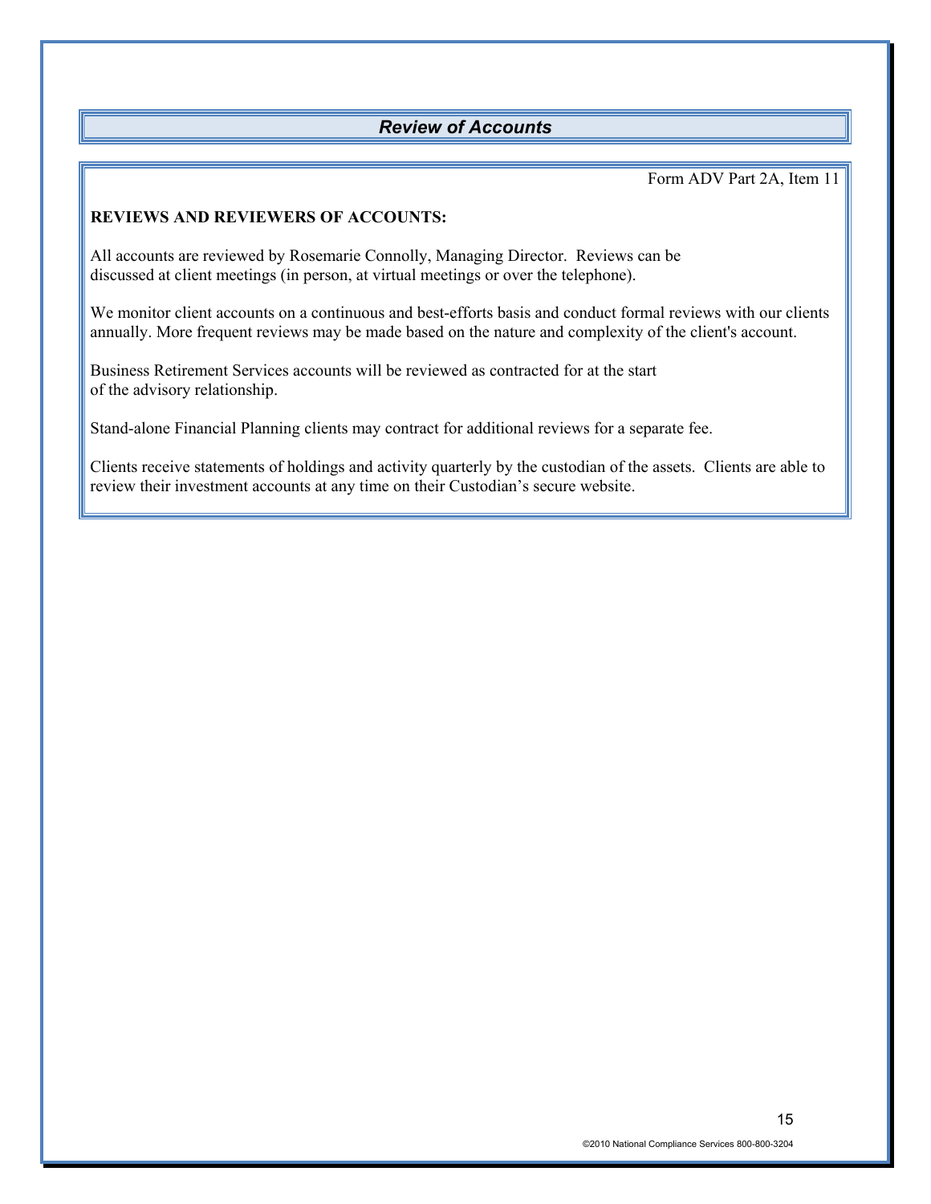## *Review of Accounts*

Form ADV Part 2A, Item 11

**REVIEWS AND REVIEWERS OF ACCOUNTS:**

All accounts are reviewed by Rosemarie Connolly, Managing Director. Reviews can be discussed at client meetings (in person, at virtual meetings or over the telephone).

We monitor client accounts on a continuous and best-efforts basis and conduct formal reviews with our clients annually. More frequent reviews may be made based on the nature and complexity of the client's account.

Business Retirement Services accounts will be reviewed as contracted for at the start of the advisory relationship.

Stand-alone Financial Planning clients may contract for additional reviews for a separate fee.

Clients receive statements of holdings and activity quarterly by the custodian of the assets. Clients are able to review their investment accounts at any time on their Custodian's secure website.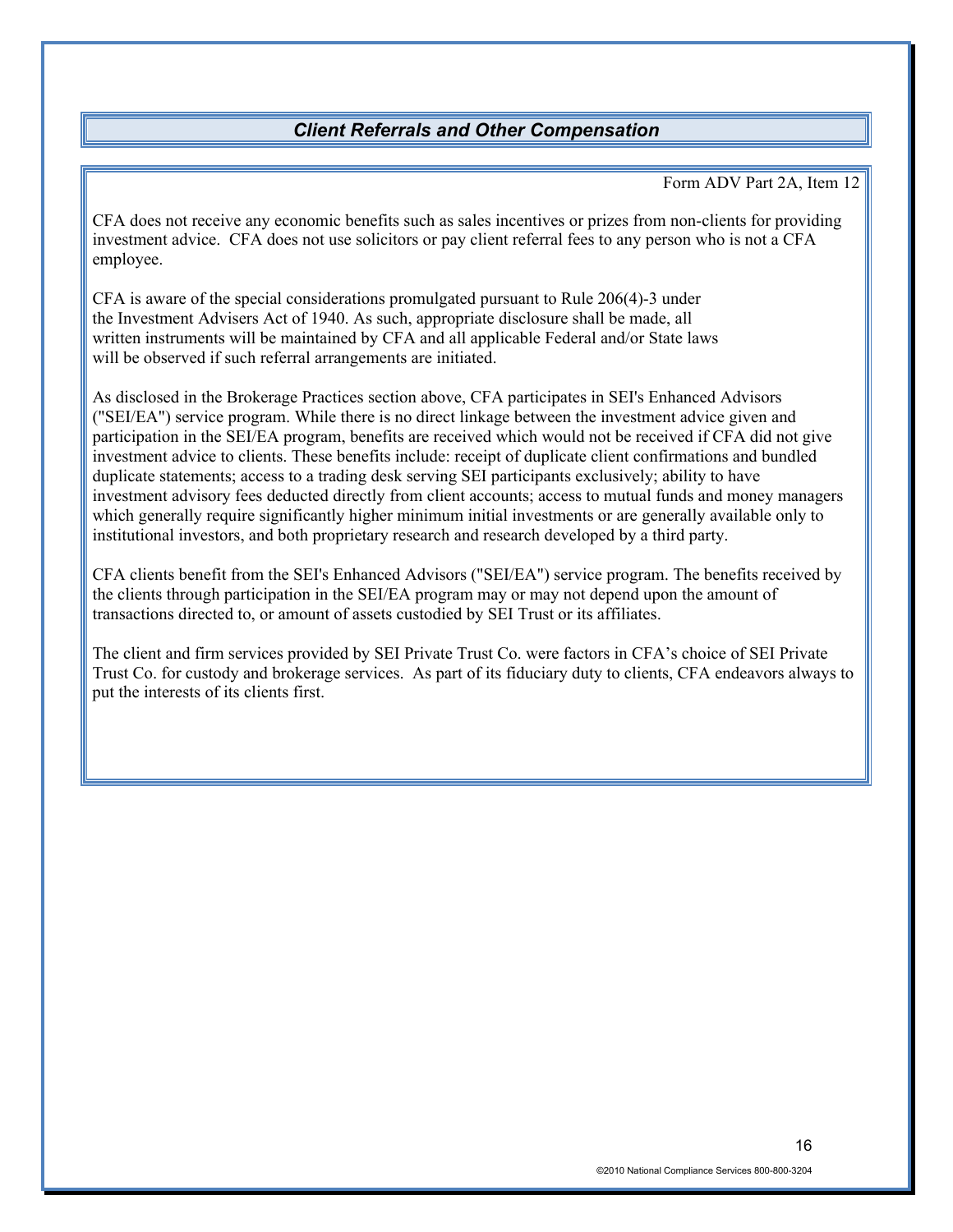## *Client Referrals and Other Compensation*

Form ADV Part 2A, Item 12

CFA does not receive any economic benefits such as sales incentives or prizes from non-clients for providing investment advice. CFA does not use solicitors or pay client referral fees to any person who is not a CFA employee.

CFA is aware of the special considerations promulgated pursuant to Rule 206(4)-3 under the Investment Advisers Act of 1940. As such, appropriate disclosure shall be made, all written instruments will be maintained by CFA and all applicable Federal and/or State laws will be observed if such referral arrangements are initiated.

As disclosed in the Brokerage Practices section above, CFA participates in SEI's Enhanced Advisors ("SEI/EA") service program. While there is no direct linkage between the investment advice given and participation in the SEI/EA program, benefits are received which would not be received if CFA did not give investment advice to clients. These benefits include: receipt of duplicate client confirmations and bundled duplicate statements; access to a trading desk serving SEI participants exclusively; ability to have investment advisory fees deducted directly from client accounts; access to mutual funds and money managers which generally require significantly higher minimum initial investments or are generally available only to institutional investors, and both proprietary research and research developed by a third party.

CFA clients benefit from the SEI's Enhanced Advisors ("SEI/EA") service program. The benefits received by the clients through participation in the SEI/EA program may or may not depend upon the amount of transactions directed to, or amount of assets custodied by SEI Trust or its affiliates.

The client and firm services provided by SEI Private Trust Co. were factors in CFA's choice of SEI Private Trust Co. for custody and brokerage services. As part of its fiduciary duty to clients, CFA endeavors always to put the interests of its clients first.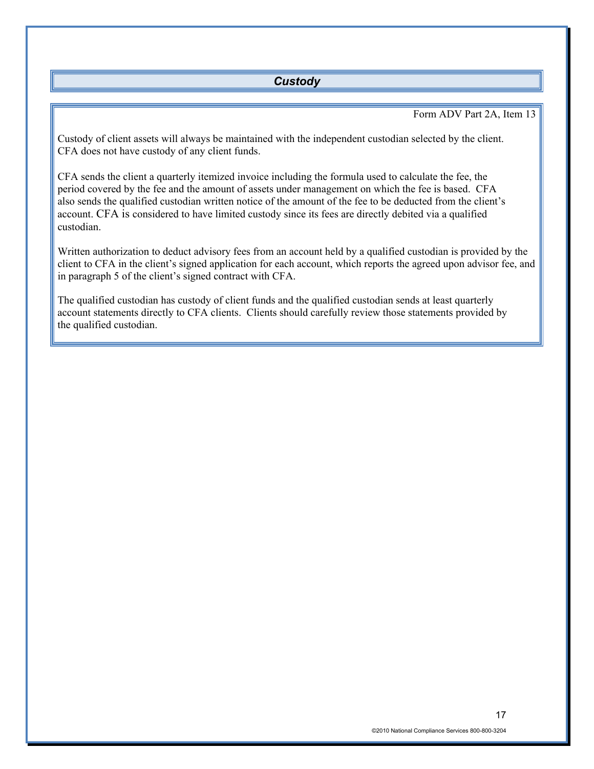## *Custody*

Form ADV Part 2A, Item 13

Custody of client assets will always be maintained with the independent custodian selected by the client. CFA does not have custody of any client funds.

CFA sends the client a quarterly itemized invoice including the formula used to calculate the fee, the period covered by the fee and the amount of assets under management on which the fee is based. CFA also sends the qualified custodian written notice of the amount of the fee to be deducted from the client's account. CFA is considered to have limited custody since its fees are directly debited via a qualified custodian.

Written authorization to deduct advisory fees from an account held by a qualified custodian is provided by the client to CFA in the client's signed application for each account, which reports the agreed upon advisor fee, and in paragraph 5 of the client's signed contract with CFA.

The qualified custodian has custody of client funds and the qualified custodian sends at least quarterly account statements directly to CFA clients. Clients should carefully review those statements provided by the qualified custodian.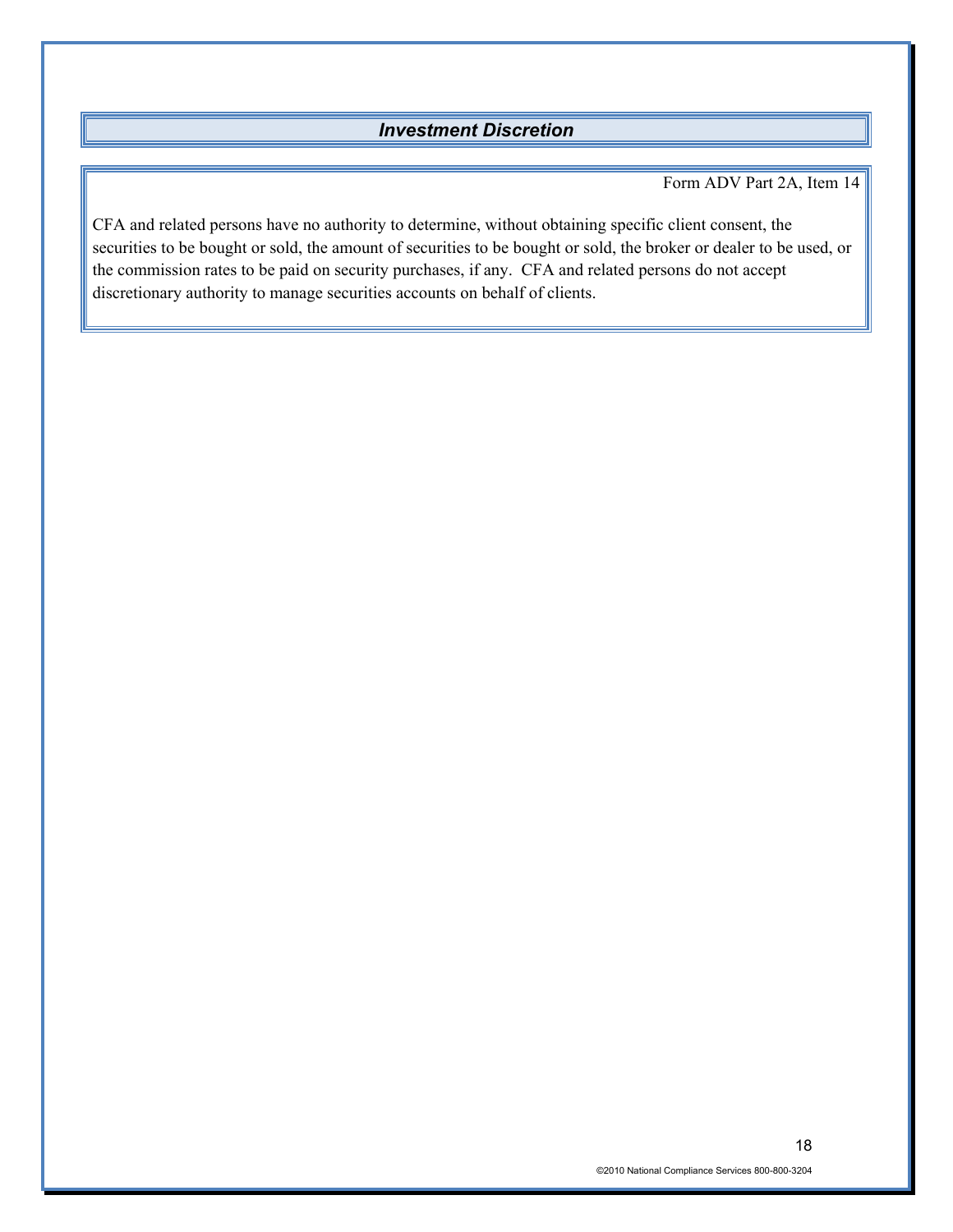## *Investment Discretion*

Form ADV Part 2A, Item 14

CFA and related persons have no authority to determine, without obtaining specific client consent, the securities to be bought or sold, the amount of securities to be bought or sold, the broker or dealer to be used, or the commission rates to be paid on security purchases, if any. CFA and related persons do not accept discretionary authority to manage securities accounts on behalf of clients.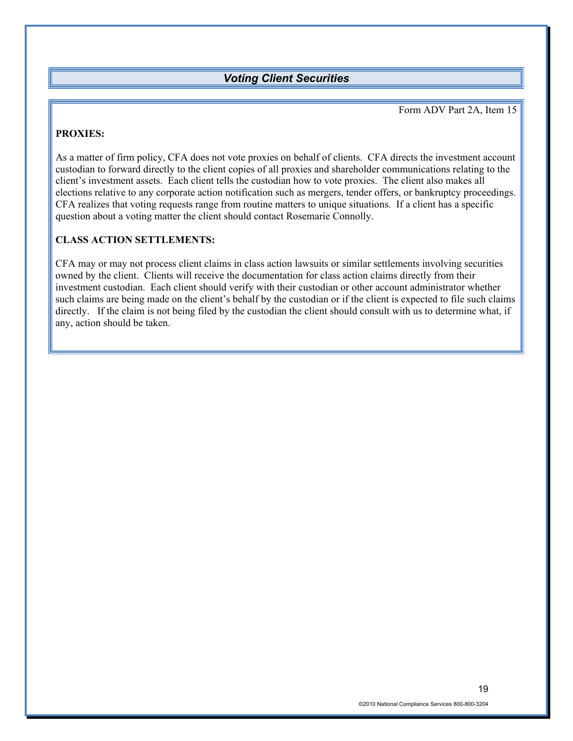## *Voting Client Securities*

Form ADV Part 2A, Item 15

**PROXIES:**

As a matter of firm policy, CFA does not vote proxies on behalf of clients. CFA directs the investment account custodian to forward directly to the client copies of all proxies and shareholder communications relating to the client's investment assets. Each client tells the custodian how to vote proxies. The client also makes all elections relative to any corporate action notification such as mergers, tender offers, or bankruptcy proceedings. CFA realizes that voting requests range from routine matters to unique situations. If a client has a specific question about a voting matter the client should contact Rosemarie Connolly.

**CLASS ACTION SETTLEMENTS:**

CFA may or may not process client claims in class action lawsuits or similar settlements involving securities owned by the client. Clients will receive the documentation for class action claims directly from their investment custodian. Each client should verify with their custodian or other account administrator whether such claims are being made on the client's behalf by the custodian or if the client is expected to file such claims directly. If the claim is not being filed by the custodian the client should consult with us to determine what, if any, action should be taken.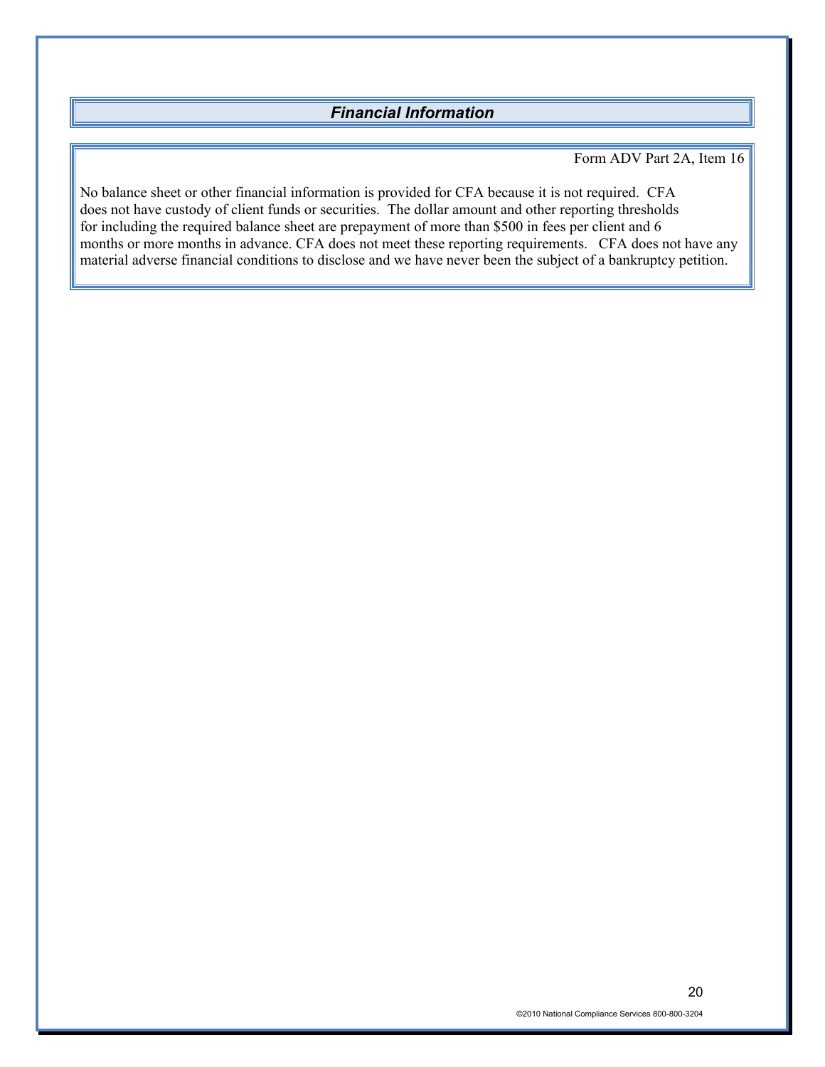## *Financial Information*

Form ADV Part 2A, Item 16

No balance sheet or other financial information is provided for CFA because it is not required. CFA does not have custody of client funds or securities. The dollar amount and other reporting thresholds for including the required balance sheet are prepayment of more than $500 in fees per client and 6 months or more months in advance. CFA does not meet these reporting requirements. CFA does not have any material adverse financial conditions to disclose and we have never been the subject of a bankruptcy petition.

©2010 National Compliance Services 800-800-3204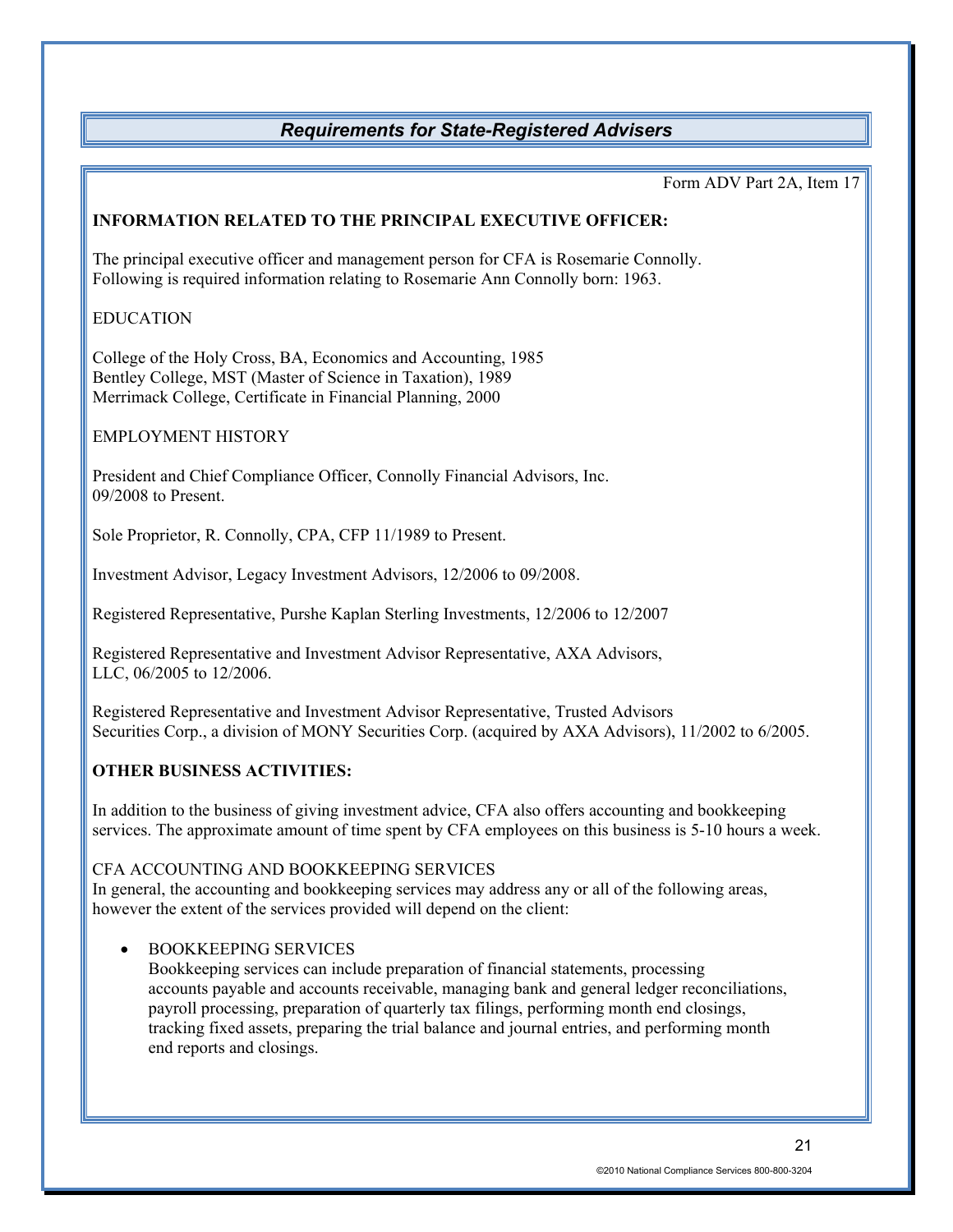## *Requirements for State-Registered Advisers*

Form ADV Part 2A, Item 17

**INFORMATION RELATED TO THE PRINCIPAL EXECUTIVE OFFICER:**

The principal executive officer and management person for CFA is Rosemarie Connolly. Following is required information relating to Rosemarie Ann Connolly born: 1963.

EDUCATION

College of the Holy Cross, BA, Economics and Accounting, 1985
Bentley College, MST (Master of Science in Taxation), 1989
Merrimack College, Certificate in Financial Planning, 2000

EMPLOYMENT HISTORY

President and Chief Compliance Officer, Connolly Financial Advisors, Inc.
09/2008 to Present.

Sole Proprietor, R. Connolly, CPA, CFP 11/1989 to Present.

Investment Advisor, Legacy Investment Advisors, 12/2006 to 09/2008.

Registered Representative, Purshe Kaplan Sterling Investments, 12/2006 to 12/2007

Registered Representative and Investment Advisor Representative, AXA Advisors, LLC, 06/2005 to 12/2006.

Registered Representative and Investment Advisor Representative, Trusted Advisors Securities Corp., a division of MONY Securities Corp. (acquired by AXA Advisors), 11/2002 to 6/2005.

**OTHER BUSINESS ACTIVITIES:**

In addition to the business of giving investment advice, CFA also offers accounting and bookkeeping services. The approximate amount of time spent by CFA employees on this business is 5-10 hours a week.

CFA ACCOUNTING AND BOOKKEEPING SERVICES
In general, the accounting and bookkeeping services may address any or all of the following areas, however the extent of the services provided will depend on the client:

- BOOKKEEPING SERVICES
  Bookkeeping services can include preparation of financial statements, processing accounts payable and accounts receivable, managing bank and general ledger reconciliations, payroll processing, preparation of quarterly tax filings, performing month end closings, tracking fixed assets, preparing the trial balance and journal entries, and performing month end reports and closings.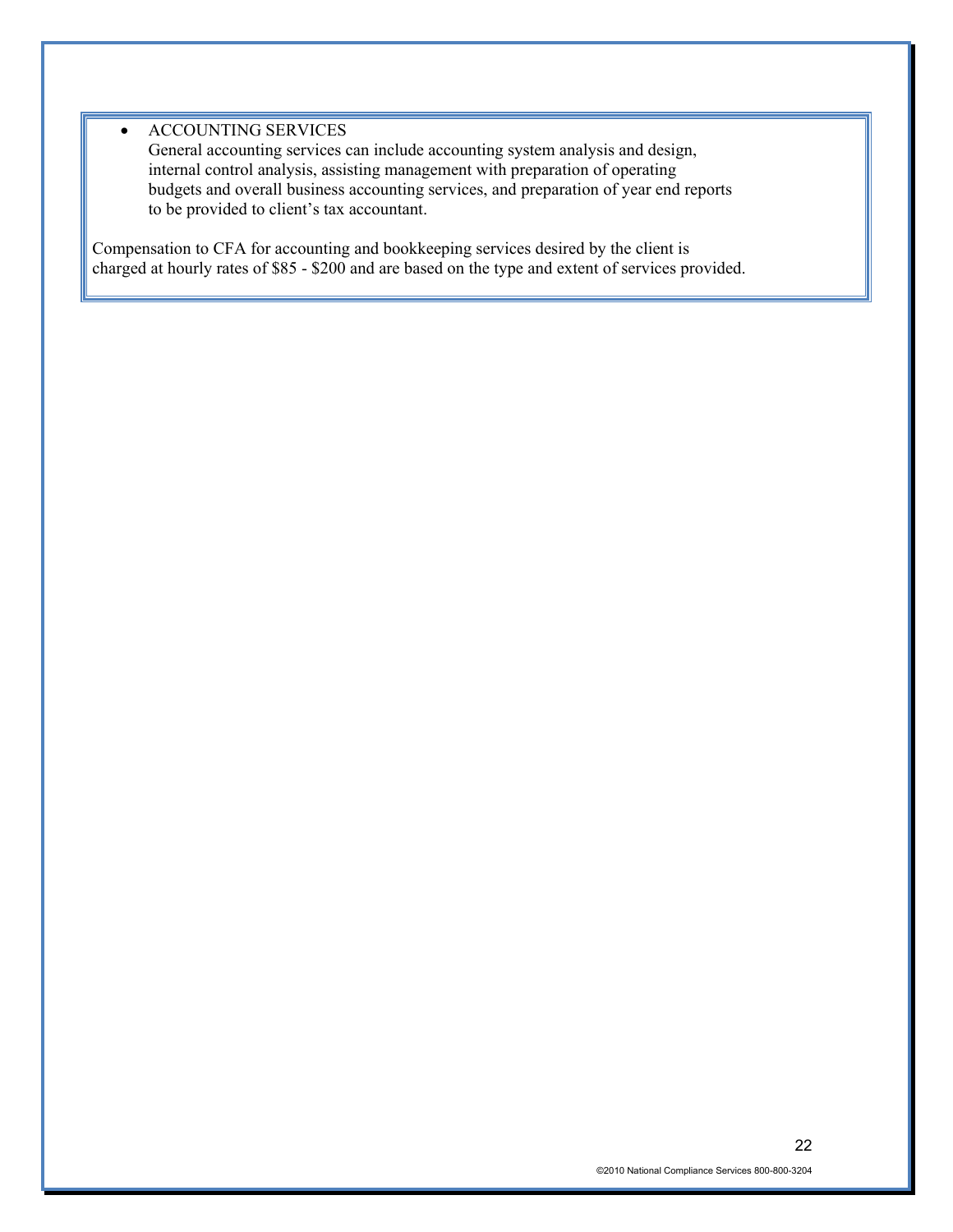- ACCOUNTING SERVICES
  General accounting services can include accounting system analysis and design, internal control analysis, assisting management with preparation of operating budgets and overall business accounting services, and preparation of year end reports to be provided to client's tax accountant.

Compensation to CFA for accounting and bookkeeping services desired by the client is charged at hourly rates of $85 - $200 and are based on the type and extent of services provided.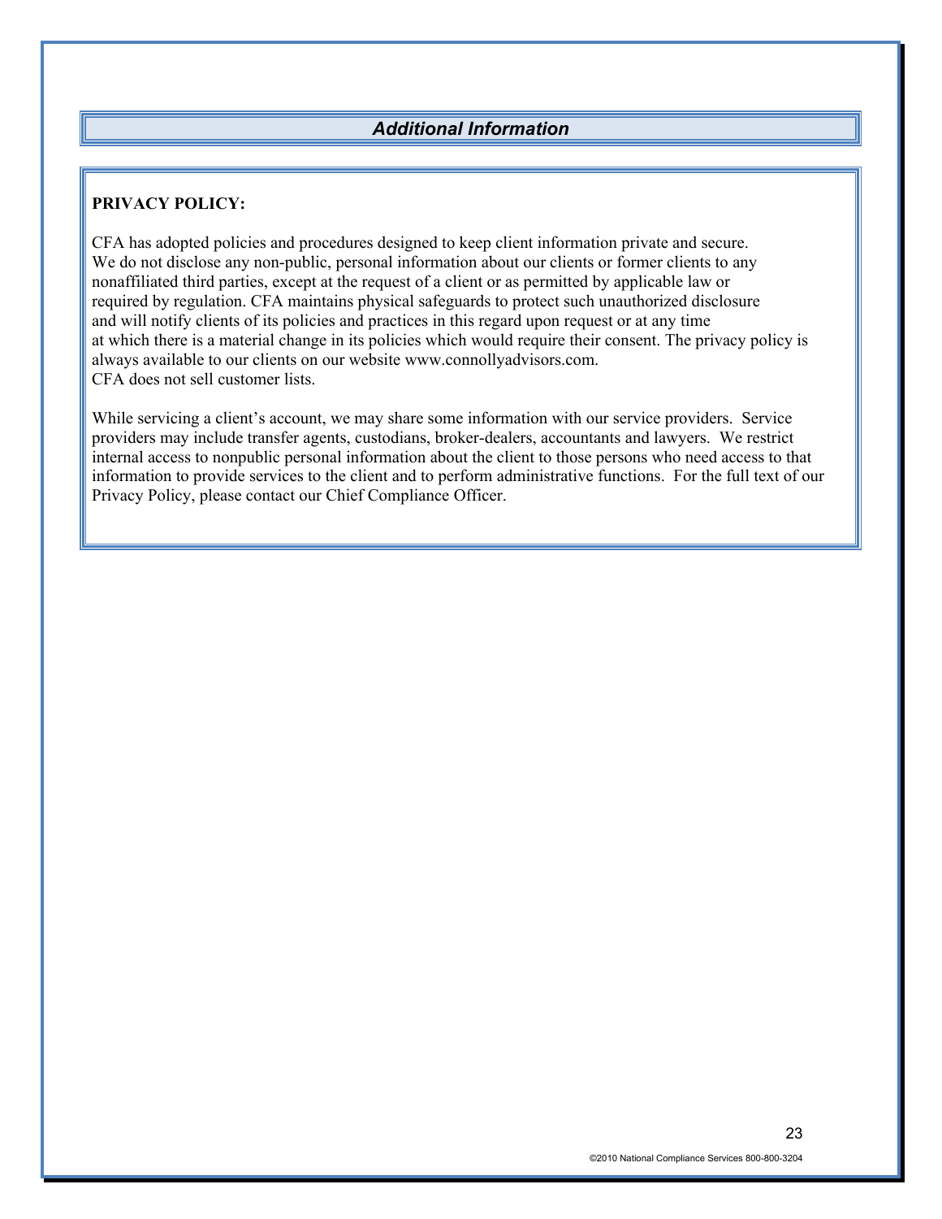## *Additional Information*

**PRIVACY POLICY:**

CFA has adopted policies and procedures designed to keep client information private and secure. We do not disclose any non-public, personal information about our clients or former clients to any nonaffiliated third parties, except at the request of a client or as permitted by applicable law or required by regulation. CFA maintains physical safeguards to protect such unauthorized disclosure and will notify clients of its policies and practices in this regard upon request or at any time at which there is a material change in its policies which would require their consent. The privacy policy is always available to our clients on our website www.connollyadvisors.com. CFA does not sell customer lists.

While servicing a client's account, we may share some information with our service providers. Service providers may include transfer agents, custodians, broker-dealers, accountants and lawyers. We restrict internal access to nonpublic personal information about the client to those persons who need access to that information to provide services to the client and to perform administrative functions. For the full text of our Privacy Policy, please contact our Chief Compliance Officer.